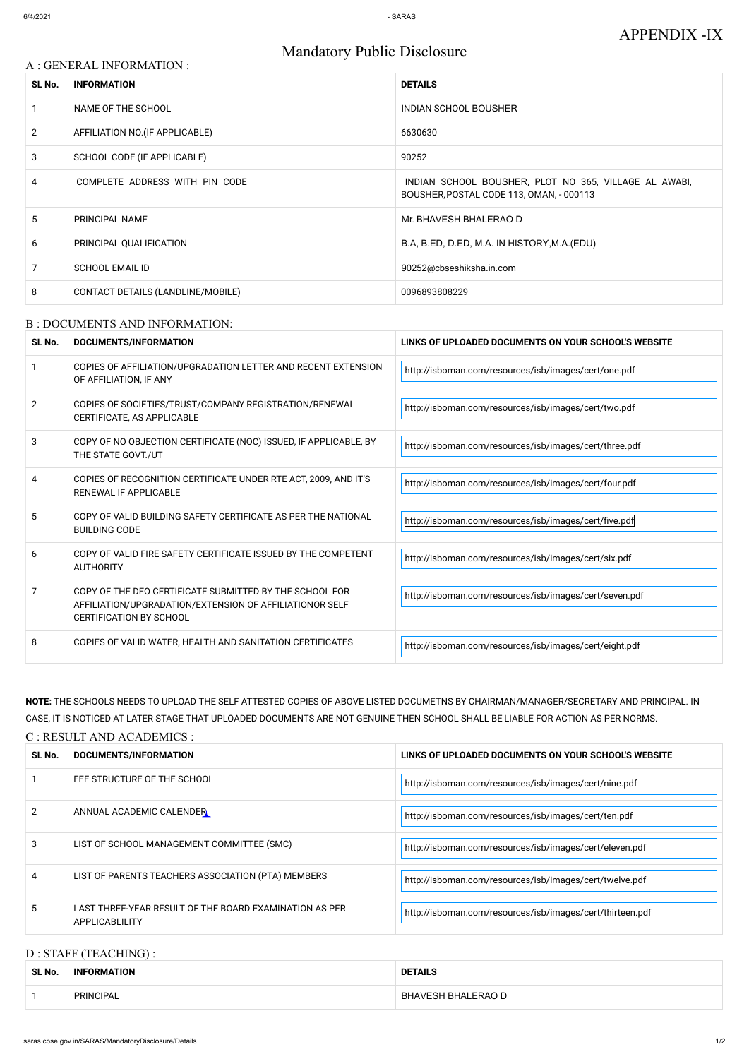# APPENDIX -IX

# Mandatory Public Disclosure

## A : GENERAL INFORMATION :

| SL No. | INFORMATION | DETAILS |
|---|---|---|
| 1 | NAME OF THE SCHOOL | INDIAN SCHOOL BOUSHER |
| 2 | AFFILIATION NO.(IF APPLICABLE) | 6630630 |
| 3 | SCHOOL CODE (IF APPLICABLE) | 90252 |
| 4 | COMPLETE ADDRESS WITH PIN CODE | INDIAN SCHOOL BOUSHER, PLOT NO 365, VILLAGE AL AWABI, BOUSHER,POSTAL CODE 113, OMAN, - 000113 |
| 5 | PRINCIPAL NAME | Mr. BHAVESH BHALERAO D |
| 6 | PRINCIPAL QUALIFICATION | B.A, B.ED, D.ED, M.A. IN HISTORY,M.A.(EDU) |
| 7 | SCHOOL EMAIL ID | 90252@cbseshiksha.in.com |
| 8 | CONTACT DETAILS (LANDLINE/MOBILE) | 0096893808229 |

## B : DOCUMENTS AND INFORMATION:

| SL No. | DOCUMENTS/INFORMATION | LINKS OF UPLOADED DOCUMENTS ON YOUR SCHOOL'S WEBSITE |
|---|---|---|
| 1 | COPIES OF AFFILIATION/UPGRADATION LETTER AND RECENT EXTENSION OF AFFILIATION, IF ANY | http://isboman.com/resources/isb/images/cert/one.pdf |
| 2 | COPIES OF SOCIETIES/TRUST/COMPANY REGISTRATION/RENEWAL CERTIFICATE, AS APPLICABLE | http://isboman.com/resources/isb/images/cert/two.pdf |
| 3 | COPY OF NO OBJECTION CERTIFICATE (NOC) ISSUED, IF APPLICABLE, BY THE STATE GOVT./UT | http://isboman.com/resources/isb/images/cert/three.pdf |
| 4 | COPIES OF RECOGNITION CERTIFICATE UNDER RTE ACT, 2009, AND IT'S RENEWAL IF APPLICABLE | http://isboman.com/resources/isb/images/cert/four.pdf |
| 5 | COPY OF VALID BUILDING SAFETY CERTIFICATE AS PER THE NATIONAL BUILDING CODE | http://isboman.com/resources/isb/images/cert/five.pdf |
| 6 | COPY OF VALID FIRE SAFETY CERTIFICATE ISSUED BY THE COMPETENT AUTHORITY | http://isboman.com/resources/isb/images/cert/six.pdf |
| 7 | COPY OF THE DEO CERTIFICATE SUBMITTED BY THE SCHOOL FOR AFFILIATION/UPGRADATION/EXTENSION OF AFFILIATIONOR SELF CERTIFICATION BY SCHOOL | http://isboman.com/resources/isb/images/cert/seven.pdf |
| 8 | COPIES OF VALID WATER, HEALTH AND SANITATION CERTIFICATES | http://isboman.com/resources/isb/images/cert/eight.pdf |

**NOTE:** THE SCHOOLS NEEDS TO UPLOAD THE SELF ATTESTED COPIES OF ABOVE LISTED DOCUMETNS BY CHAIRMAN/MANAGER/SECRETARY AND PRINCIPAL. IN CASE, IT IS NOTICED AT LATER STAGE THAT UPLOADED DOCUMENTS ARE NOT GENUINE THEN SCHOOL SHALL BE LIABLE FOR ACTION AS PER NORMS.

## C : RESULT AND ACADEMICS :

| SL No. | DOCUMENTS/INFORMATION | LINKS OF UPLOADED DOCUMENTS ON YOUR SCHOOL'S WEBSITE |
|---|---|---|
| 1 | FEE STRUCTURE OF THE SCHOOL | http://isboman.com/resources/isb/images/cert/nine.pdf |
| 2 | ANNUAL ACADEMIC CALENDER | http://isboman.com/resources/isb/images/cert/ten.pdf |
| 3 | LIST OF SCHOOL MANAGEMENT COMMITTEE (SMC) | http://isboman.com/resources/isb/images/cert/eleven.pdf |
| 4 | LIST OF PARENTS TEACHERS ASSOCIATION (PTA) MEMBERS | http://isboman.com/resources/isb/images/cert/twelve.pdf |
| 5 | LAST THREE-YEAR RESULT OF THE BOARD EXAMINATION AS PER APPLICABLILITY | http://isboman.com/resources/isb/images/cert/thirteen.pdf |

## D : STAFF (TEACHING) :

| SL No. | INFORMATION | DETAILS |
|---|---|---|
| 1 | PRINCIPAL | BHAVESH BHALERAO D |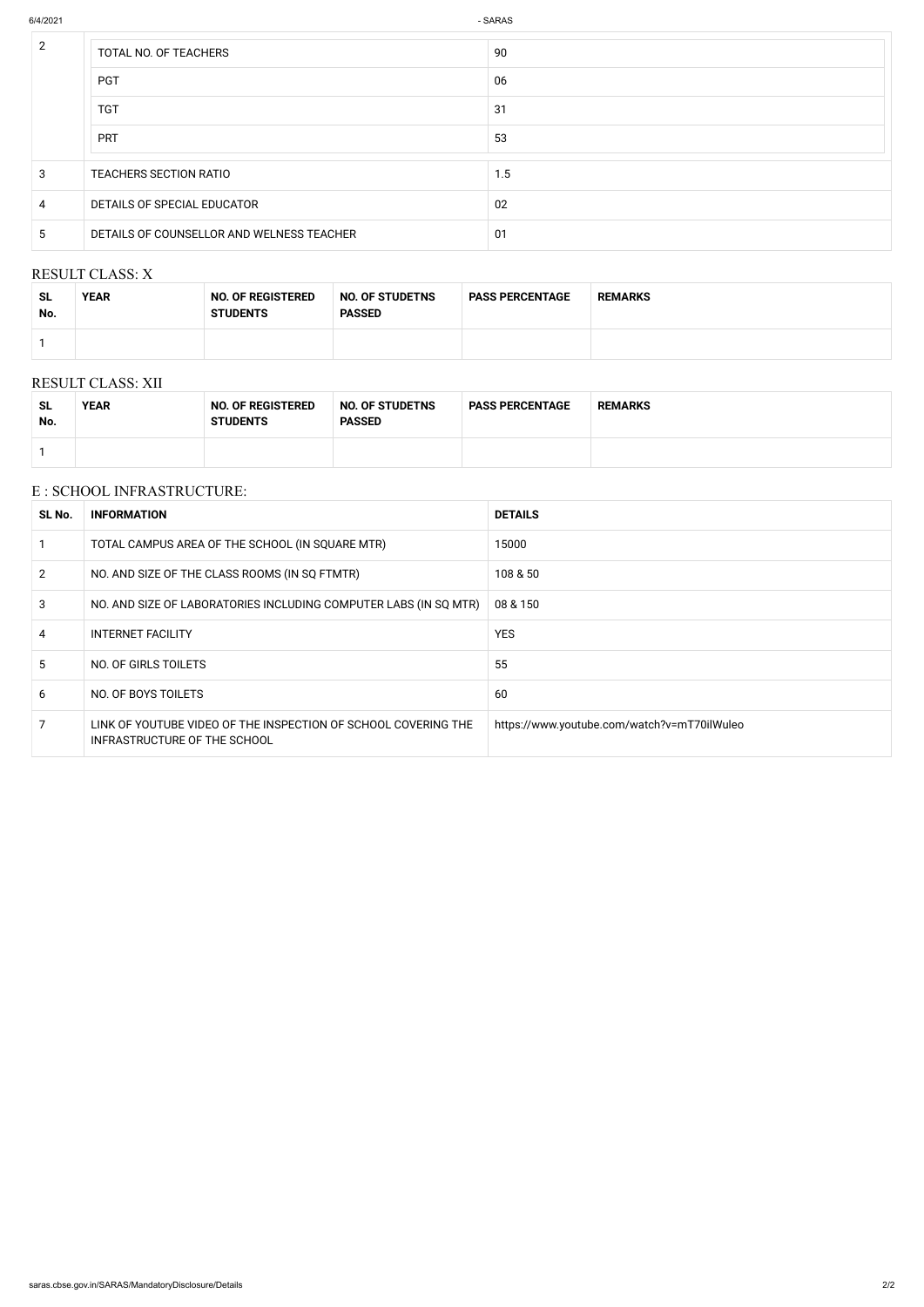| | | |
|---|---|---|
| 2 | TOTAL NO. OF TEACHERS | 90 |
| | PGT | 06 |
| | TGT | 31 |
| | PRT | 53 |
| 3 | TEACHERS SECTION RATIO | 1.5 |
| 4 | DETAILS OF SPECIAL EDUCATOR | 02 |
| 5 | DETAILS OF COUNSELLOR AND WELNESS TEACHER | 01 |

## RESULT CLASS: X

| SL No. | YEAR | NO. OF REGISTERED STUDENTS | NO. OF STUDETNS PASSED | PASS PERCENTAGE | REMARKS |
|---|---|---|---|---|---|
| 1 | | | | | |

## RESULT CLASS: XII

| SL No. | YEAR | NO. OF REGISTERED STUDENTS | NO. OF STUDETNS PASSED | PASS PERCENTAGE | REMARKS |
|---|---|---|---|---|---|
| 1 | | | | | |

## E : SCHOOL INFRASTRUCTURE:

| SL No. | INFORMATION | DETAILS |
|---|---|---|
| 1 | TOTAL CAMPUS AREA OF THE SCHOOL (IN SQUARE MTR) | 15000 |
| 2 | NO. AND SIZE OF THE CLASS ROOMS (IN SQ FTMTR) | 108 & 50 |
| 3 | NO. AND SIZE OF LABORATORIES INCLUDING COMPUTER LABS (IN SQ MTR) | 08 & 150 |
| 4 | INTERNET FACILITY | YES |
| 5 | NO. OF GIRLS TOILETS | 55 |
| 6 | NO. OF BOYS TOILETS | 60 |
| 7 | LINK OF YOUTUBE VIDEO OF THE INSPECTION OF SCHOOL COVERING THE INFRASTRUCTURE OF THE SCHOOL | https://www.youtube.com/watch?v=mT70ilWuleo |